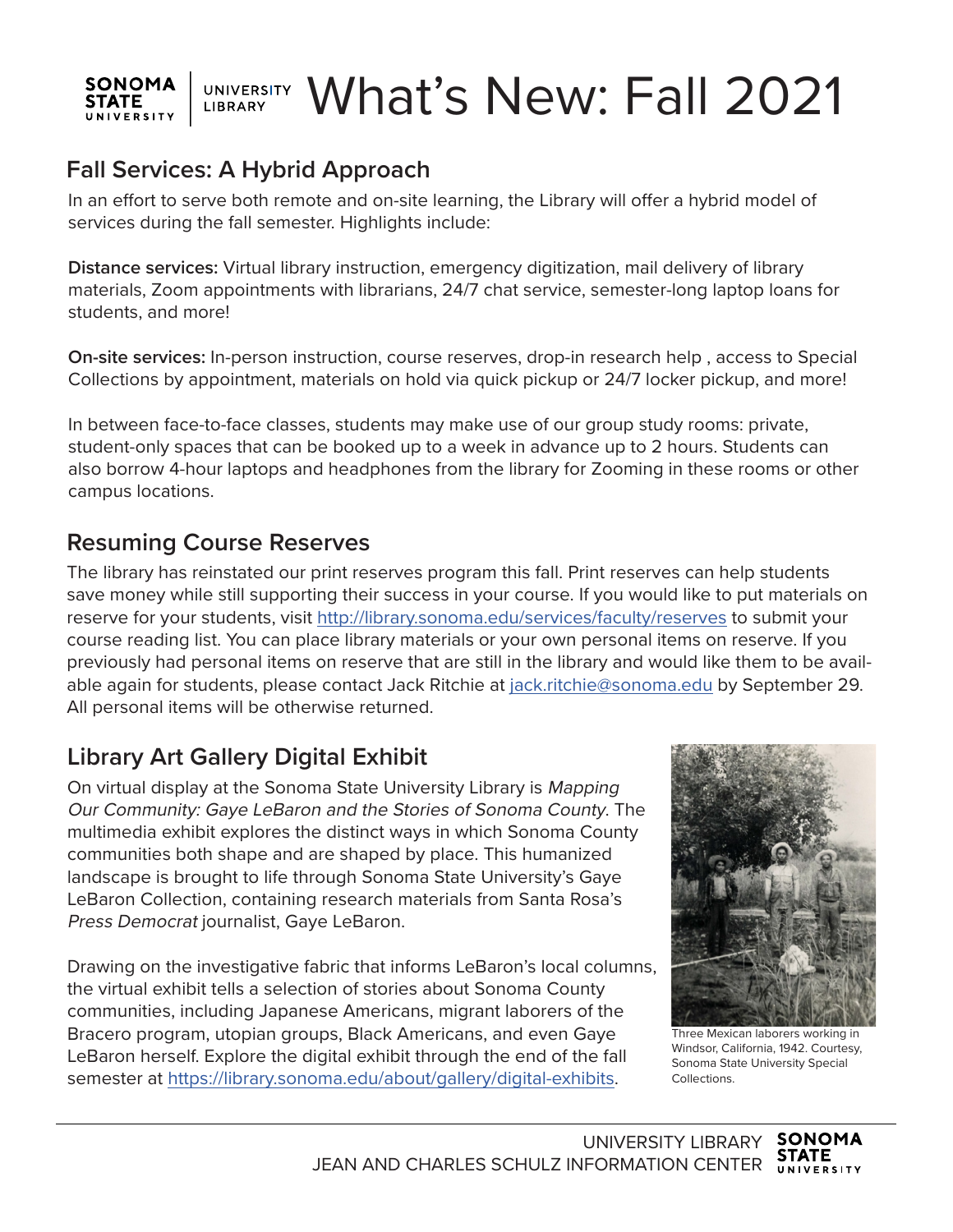# What's New: Fall 2021

## Fall Services: A Hybrid Approach

In an effort to serve both remote and on-site learning, the Library will offer a hybrid model of services during the fall semester. Highlights include:

**Distance services:** Virtual library instruction, emergency digitization, mail delivery of library materials, Zoom appointments with librarians, 24/7 chat service, semester-long laptop loans for students, and more!

**On-site services:** In-person instruction, course reserves, drop-in research help , access to Special Collections by appointment, materials on hold via quick pickup or 24/7 locker pickup, and more!

In between face-to-face classes, students may make use of our group study rooms: private, student-only spaces that can be booked up to a week in advance up to 2 hours. Students can also borrow 4-hour laptops and headphones from the library for Zooming in these rooms or other campus locations.

## Resuming Course Reserves

The library has reinstated our print reserves program this fall. Print reserves can help students save money while still supporting their success in your course. If you would like to put materials on reserve for your students, visit http://library.sonoma.edu/services/faculty/reserves to submit your course reading list. You can place library materials or your own personal items on reserve. If you previously had personal items on reserve that are still in the library and would like them to be available again for students, please contact Jack Ritchie at jack.ritchie@sonoma.edu by September 29. All personal items will be otherwise returned.

## Library Art Gallery Digital Exhibit

On virtual display at the Sonoma State University Library is *Mapping Our Community: Gaye LeBaron and the Stories of Sonoma County*. The multimedia exhibit explores the distinct ways in which Sonoma County communities both shape and are shaped by place. This humanized landscape is brought to life through Sonoma State University's Gaye LeBaron Collection, containing research materials from Santa Rosa's *Press Democrat* journalist, Gaye LeBaron.

Drawing on the investigative fabric that informs LeBaron's local columns, the virtual exhibit tells a selection of stories about Sonoma County communities, including Japanese Americans, migrant laborers of the Bracero program, utopian groups, Black Americans, and even Gaye LeBaron herself. Explore the digital exhibit through the end of the fall semester at https://library.sonoma.edu/about/gallery/digital-exhibits.

Three Mexican laborers working in Windsor, California, 1942. Courtesy, Sonoma State University Special Collections.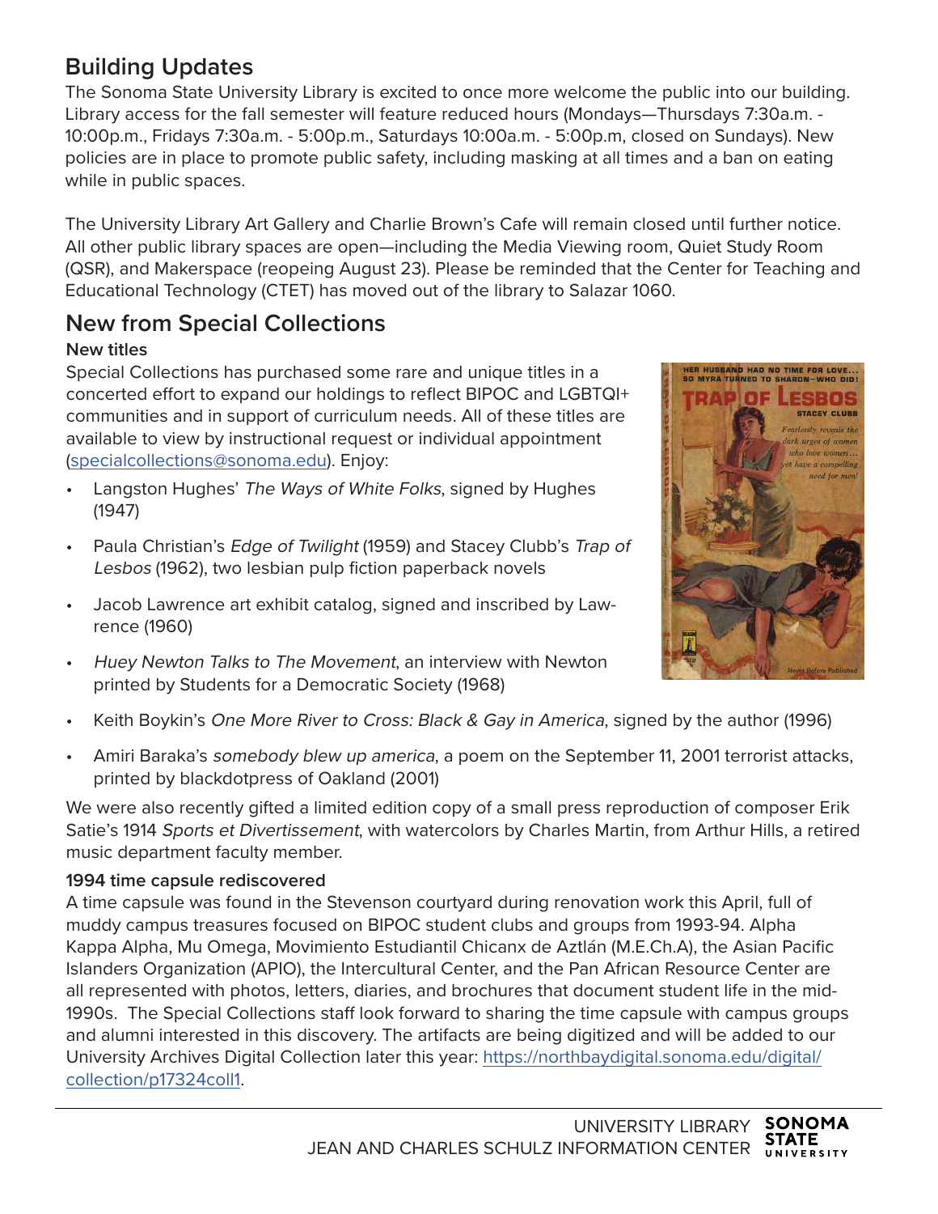## Building Updates

The Sonoma State University Library is excited to once more welcome the public into our building. Library access for the fall semester will feature reduced hours (Mondays—Thursdays 7:30a.m. - 10:00p.m., Fridays 7:30a.m. - 5:00p.m., Saturdays 10:00a.m. - 5:00p.m, closed on Sundays). New policies are in place to promote public safety, including masking at all times and a ban on eating while in public spaces.

The University Library Art Gallery and Charlie Brown's Cafe will remain closed until further notice. All other public library spaces are open—including the Media Viewing room, Quiet Study Room (QSR), and Makerspace (reopeing August 23). Please be reminded that the Center for Teaching and Educational Technology (CTET) has moved out of the library to Salazar 1060.

## New from Special Collections

**New titles**

Special Collections has purchased some rare and unique titles in a concerted effort to expand our holdings to reflect BIPOC and LGBTQI+ communities and in support of curriculum needs. All of these titles are available to view by instructional request or individual appointment (specialcollections@sonoma.edu). Enjoy:

- Langston Hughes' *The Ways of White Folks*, signed by Hughes (1947)
- Paula Christian's *Edge of Twilight* (1959) and Stacey Clubb's *Trap of Lesbos* (1962), two lesbian pulp fiction paperback novels
- Jacob Lawrence art exhibit catalog, signed and inscribed by Lawrence (1960)
- *Huey Newton Talks to The Movement*, an interview with Newton printed by Students for a Democratic Society (1968)
- Keith Boykin's *One More River to Cross: Black & Gay in America*, signed by the author (1996)
- Amiri Baraka's *somebody blew up america*, a poem on the September 11, 2001 terrorist attacks, printed by blackdotpress of Oakland (2001)

We were also recently gifted a limited edition copy of a small press reproduction of composer Erik Satie's 1914 *Sports et Divertissement*, with watercolors by Charles Martin, from Arthur Hills, a retired music department faculty member.

**1994 time capsule rediscovered**

A time capsule was found in the Stevenson courtyard during renovation work this April, full of muddy campus treasures focused on BIPOC student clubs and groups from 1993-94. Alpha Kappa Alpha, Mu Omega, Movimiento Estudiantil Chicanx de Aztlán (M.E.Ch.A), the Asian Pacific Islanders Organization (APIO), the Intercultural Center, and the Pan African Resource Center are all represented with photos, letters, diaries, and brochures that document student life in the mid-1990s. The Special Collections staff look forward to sharing the time capsule with campus groups and alumni interested in this discovery. The artifacts are being digitized and will be added to our University Archives Digital Collection later this year: https://northbaydigital.sonoma.edu/digital/collection/p17324coll1.